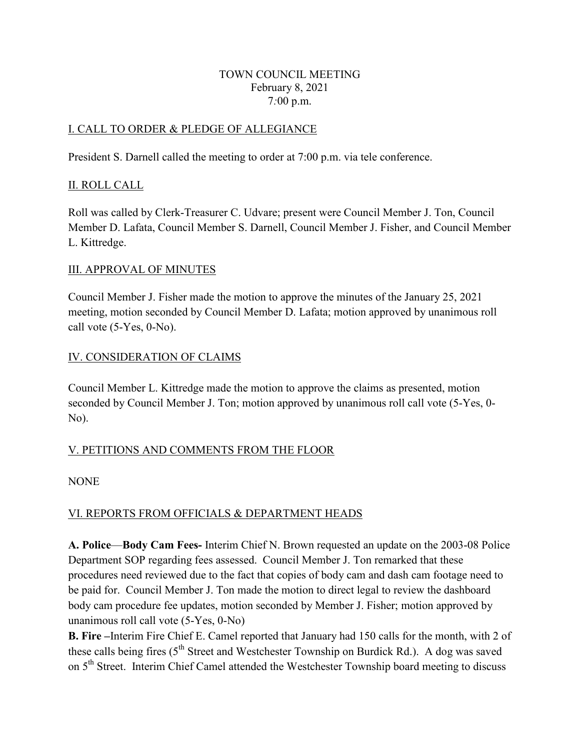# TOWN COUNCIL MEETING
February 8, 2021
7:00 p.m.

## I. CALL TO ORDER & PLEDGE OF ALLEGIANCE

President S. Darnell called the meeting to order at 7:00 p.m. via tele conference.

## II. ROLL CALL

Roll was called by Clerk-Treasurer C. Udvare; present were Council Member J. Ton, Council Member D. Lafata, Council Member S. Darnell, Council Member J. Fisher, and Council Member L. Kittredge.

## III. APPROVAL OF MINUTES

Council Member J. Fisher made the motion to approve the minutes of the January 25, 2021 meeting, motion seconded by Council Member D. Lafata; motion approved by unanimous roll call vote (5-Yes, 0-No).

## IV. CONSIDERATION OF CLAIMS

Council Member L. Kittredge made the motion to approve the claims as presented, motion seconded by Council Member J. Ton; motion approved by unanimous roll call vote (5-Yes, 0-No).

## V. PETITIONS AND COMMENTS FROM THE FLOOR

NONE

## VI. REPORTS FROM OFFICIALS & DEPARTMENT HEADS

**A. Police**—**Body Cam Fees-** Interim Chief N. Brown requested an update on the 2003-08 Police Department SOP regarding fees assessed. Council Member J. Ton remarked that these procedures need reviewed due to the fact that copies of body cam and dash cam footage need to be paid for. Council Member J. Ton made the motion to direct legal to review the dashboard body cam procedure fee updates, motion seconded by Member J. Fisher; motion approved by unanimous roll call vote (5-Yes, 0-No)

**B. Fire –**Interim Fire Chief E. Camel reported that January had 150 calls for the month, with 2 of these calls being fires (5th Street and Westchester Township on Burdick Rd.). A dog was saved on 5th Street. Interim Chief Camel attended the Westchester Township board meeting to discuss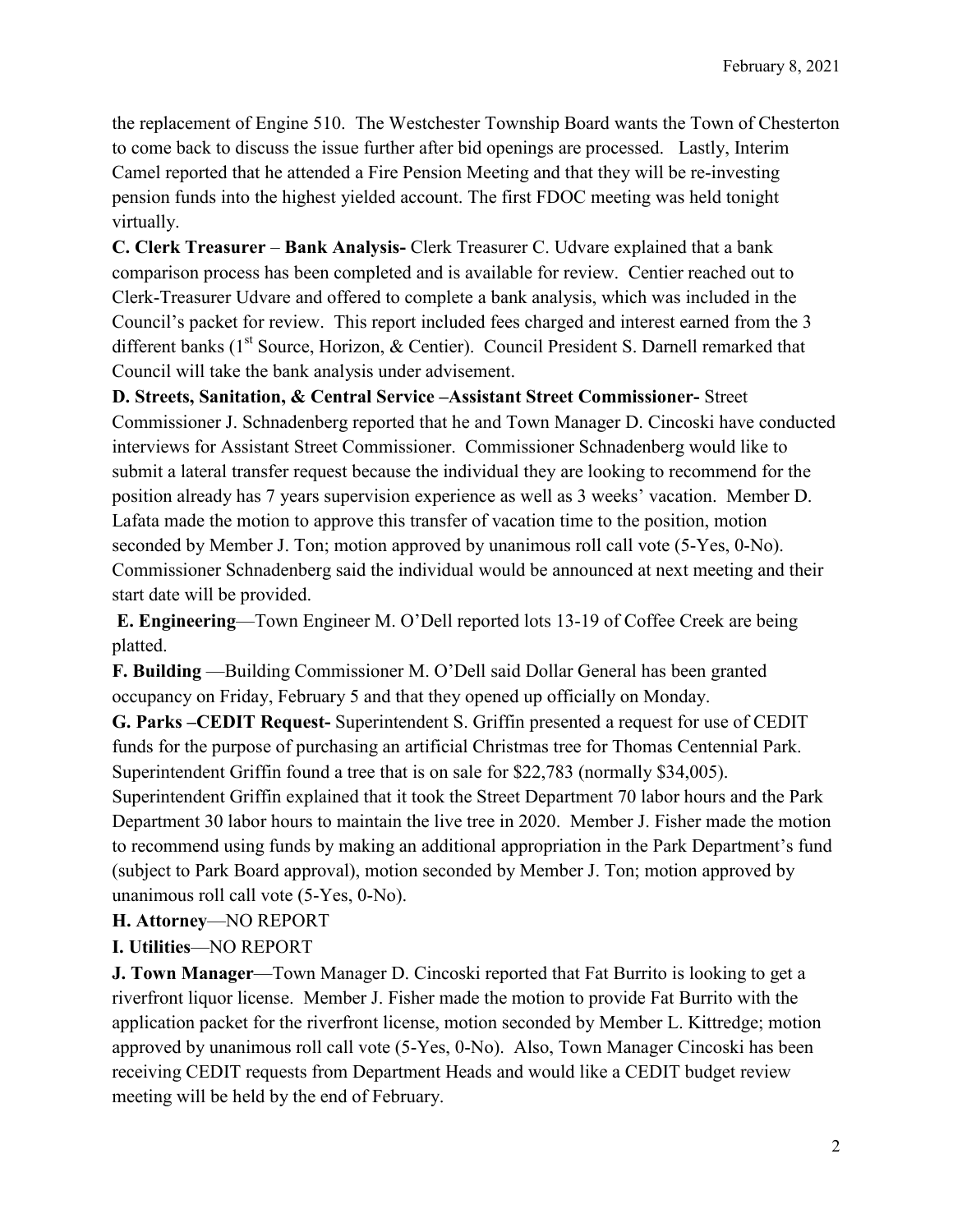the replacement of Engine 510. The Westchester Township Board wants the Town of Chesterton to come back to discuss the issue further after bid openings are processed. Lastly, Interim Camel reported that he attended a Fire Pension Meeting and that they will be re-investing pension funds into the highest yielded account. The first FDOC meeting was held tonight virtually.

**C. Clerk Treasurer** – **Bank Analysis-** Clerk Treasurer C. Udvare explained that a bank comparison process has been completed and is available for review. Centier reached out to Clerk-Treasurer Udvare and offered to complete a bank analysis, which was included in the Council's packet for review. This report included fees charged and interest earned from the 3 different banks (1st Source, Horizon, & Centier). Council President S. Darnell remarked that Council will take the bank analysis under advisement.

**D. Streets, Sanitation, & Central Service –Assistant Street Commissioner-** Street Commissioner J. Schnadenberg reported that he and Town Manager D. Cincoski have conducted interviews for Assistant Street Commissioner. Commissioner Schnadenberg would like to submit a lateral transfer request because the individual they are looking to recommend for the position already has 7 years supervision experience as well as 3 weeks' vacation. Member D. Lafata made the motion to approve this transfer of vacation time to the position, motion seconded by Member J. Ton; motion approved by unanimous roll call vote (5-Yes, 0-No). Commissioner Schnadenberg said the individual would be announced at next meeting and their start date will be provided.

**E. Engineering**—Town Engineer M. O'Dell reported lots 13-19 of Coffee Creek are being platted.

**F. Building** —Building Commissioner M. O'Dell said Dollar General has been granted occupancy on Friday, February 5 and that they opened up officially on Monday.

**G. Parks –CEDIT Request-** Superintendent S. Griffin presented a request for use of CEDIT funds for the purpose of purchasing an artificial Christmas tree for Thomas Centennial Park. Superintendent Griffin found a tree that is on sale for $22,783 (normally $34,005). Superintendent Griffin explained that it took the Street Department 70 labor hours and the Park Department 30 labor hours to maintain the live tree in 2020. Member J. Fisher made the motion to recommend using funds by making an additional appropriation in the Park Department's fund (subject to Park Board approval), motion seconded by Member J. Ton; motion approved by unanimous roll call vote (5-Yes, 0-No).

**H. Attorney**—NO REPORT

**I. Utilities**—NO REPORT

**J. Town Manager**—Town Manager D. Cincoski reported that Fat Burrito is looking to get a riverfront liquor license. Member J. Fisher made the motion to provide Fat Burrito with the application packet for the riverfront license, motion seconded by Member L. Kittredge; motion approved by unanimous roll call vote (5-Yes, 0-No). Also, Town Manager Cincoski has been receiving CEDIT requests from Department Heads and would like a CEDIT budget review meeting will be held by the end of February.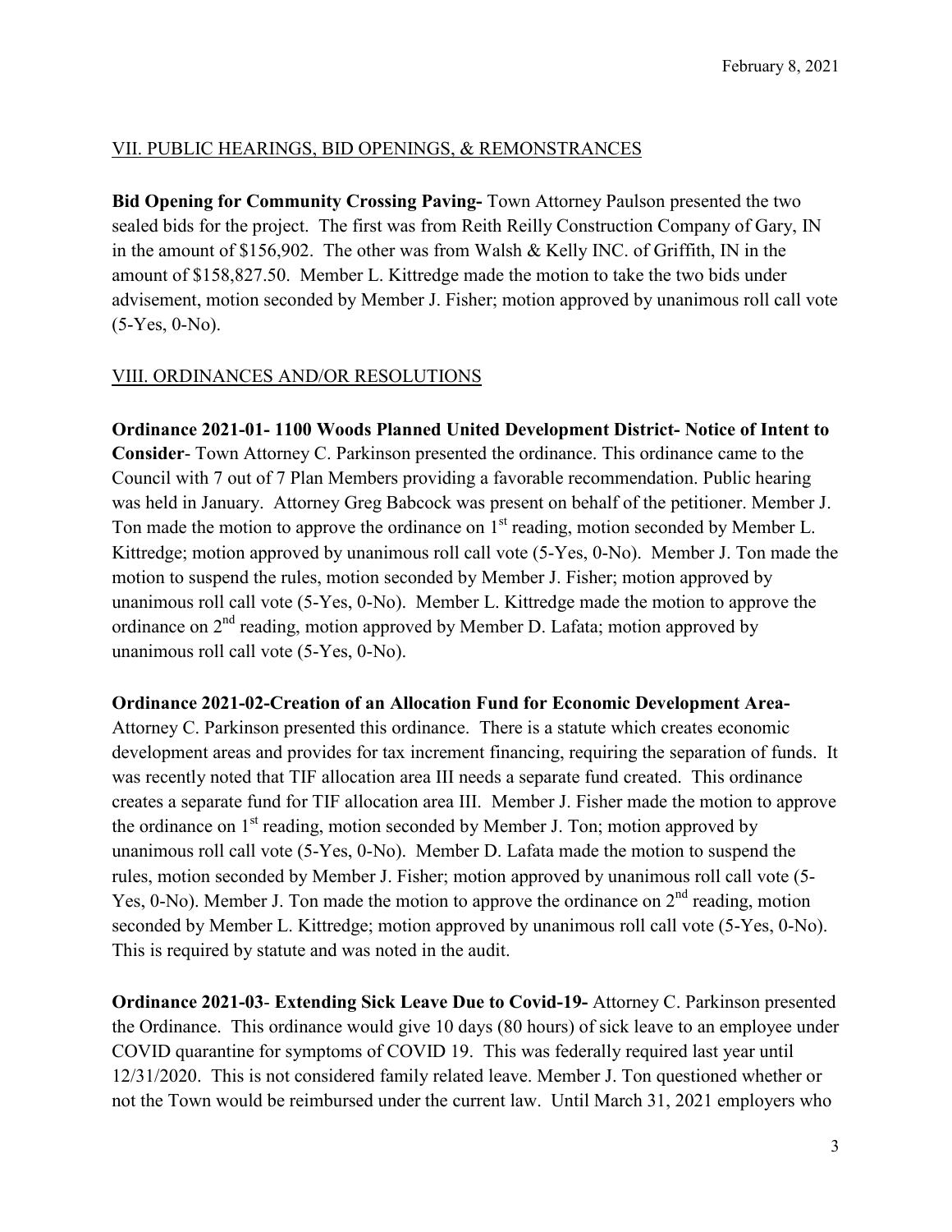## VII. PUBLIC HEARINGS, BID OPENINGS, & REMONSTRANCES

**Bid Opening for Community Crossing Paving-** Town Attorney Paulson presented the two sealed bids for the project. The first was from Reith Reilly Construction Company of Gary, IN in the amount of $156,902. The other was from Walsh & Kelly INC. of Griffith, IN in the amount of $158,827.50. Member L. Kittredge made the motion to take the two bids under advisement, motion seconded by Member J. Fisher; motion approved by unanimous roll call vote (5-Yes, 0-No).

## VIII. ORDINANCES AND/OR RESOLUTIONS

**Ordinance 2021-01- 1100 Woods Planned United Development District- Notice of Intent to Consider**- Town Attorney C. Parkinson presented the ordinance. This ordinance came to the Council with 7 out of 7 Plan Members providing a favorable recommendation. Public hearing was held in January. Attorney Greg Babcock was present on behalf of the petitioner. Member J. Ton made the motion to approve the ordinance on 1st reading, motion seconded by Member L. Kittredge; motion approved by unanimous roll call vote (5-Yes, 0-No). Member J. Ton made the motion to suspend the rules, motion seconded by Member J. Fisher; motion approved by unanimous roll call vote (5-Yes, 0-No). Member L. Kittredge made the motion to approve the ordinance on 2nd reading, motion approved by Member D. Lafata; motion approved by unanimous roll call vote (5-Yes, 0-No).

**Ordinance 2021-02-Creation of an Allocation Fund for Economic Development Area-** Attorney C. Parkinson presented this ordinance. There is a statute which creates economic development areas and provides for tax increment financing, requiring the separation of funds. It was recently noted that TIF allocation area III needs a separate fund created. This ordinance creates a separate fund for TIF allocation area III. Member J. Fisher made the motion to approve the ordinance on 1st reading, motion seconded by Member J. Ton; motion approved by unanimous roll call vote (5-Yes, 0-No). Member D. Lafata made the motion to suspend the rules, motion seconded by Member J. Fisher; motion approved by unanimous roll call vote (5-Yes, 0-No). Member J. Ton made the motion to approve the ordinance on 2nd reading, motion seconded by Member L. Kittredge; motion approved by unanimous roll call vote (5-Yes, 0-No). This is required by statute and was noted in the audit.

**Ordinance 2021-03- Extending Sick Leave Due to Covid-19-** Attorney C. Parkinson presented the Ordinance. This ordinance would give 10 days (80 hours) of sick leave to an employee under COVID quarantine for symptoms of COVID 19. This was federally required last year until 12/31/2020. This is not considered family related leave. Member J. Ton questioned whether or not the Town would be reimbursed under the current law. Until March 31, 2021 employers who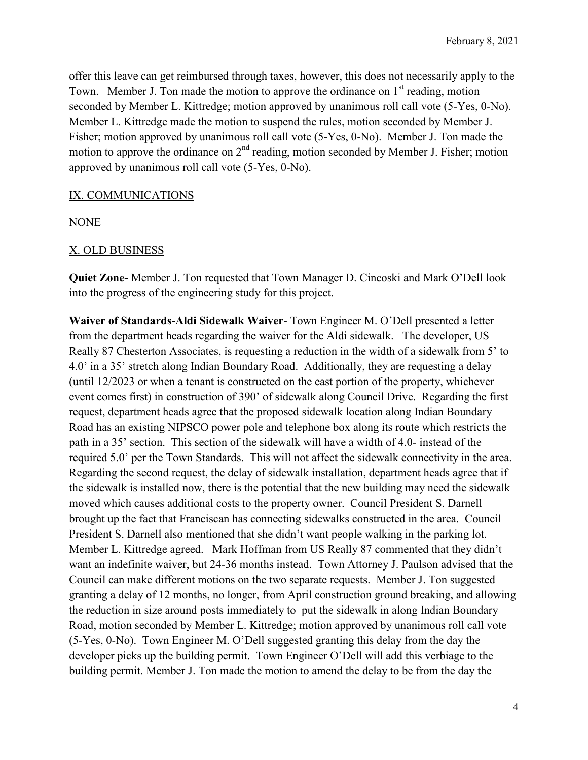offer this leave can get reimbursed through taxes, however, this does not necessarily apply to the Town. Member J. Ton made the motion to approve the ordinance on 1st reading, motion seconded by Member L. Kittredge; motion approved by unanimous roll call vote (5-Yes, 0-No). Member L. Kittredge made the motion to suspend the rules, motion seconded by Member J. Fisher; motion approved by unanimous roll call vote (5-Yes, 0-No). Member J. Ton made the motion to approve the ordinance on 2nd reading, motion seconded by Member J. Fisher; motion approved by unanimous roll call vote (5-Yes, 0-No).

## IX. COMMUNICATIONS

NONE

## X. OLD BUSINESS

**Quiet Zone-** Member J. Ton requested that Town Manager D. Cincoski and Mark O'Dell look into the progress of the engineering study for this project.

**Waiver of Standards-Aldi Sidewalk Waiver**- Town Engineer M. O'Dell presented a letter from the department heads regarding the waiver for the Aldi sidewalk. The developer, US Really 87 Chesterton Associates, is requesting a reduction in the width of a sidewalk from 5' to 4.0' in a 35' stretch along Indian Boundary Road. Additionally, they are requesting a delay (until 12/2023 or when a tenant is constructed on the east portion of the property, whichever event comes first) in construction of 390' of sidewalk along Council Drive. Regarding the first request, department heads agree that the proposed sidewalk location along Indian Boundary Road has an existing NIPSCO power pole and telephone box along its route which restricts the path in a 35' section. This section of the sidewalk will have a width of 4.0- instead of the required 5.0' per the Town Standards. This will not affect the sidewalk connectivity in the area. Regarding the second request, the delay of sidewalk installation, department heads agree that if the sidewalk is installed now, there is the potential that the new building may need the sidewalk moved which causes additional costs to the property owner. Council President S. Darnell brought up the fact that Franciscan has connecting sidewalks constructed in the area. Council President S. Darnell also mentioned that she didn't want people walking in the parking lot. Member L. Kittredge agreed. Mark Hoffman from US Really 87 commented that they didn't want an indefinite waiver, but 24-36 months instead. Town Attorney J. Paulson advised that the Council can make different motions on the two separate requests. Member J. Ton suggested granting a delay of 12 months, no longer, from April construction ground breaking, and allowing the reduction in size around posts immediately to put the sidewalk in along Indian Boundary Road, motion seconded by Member L. Kittredge; motion approved by unanimous roll call vote (5-Yes, 0-No). Town Engineer M. O'Dell suggested granting this delay from the day the developer picks up the building permit. Town Engineer O'Dell will add this verbiage to the building permit. Member J. Ton made the motion to amend the delay to be from the day the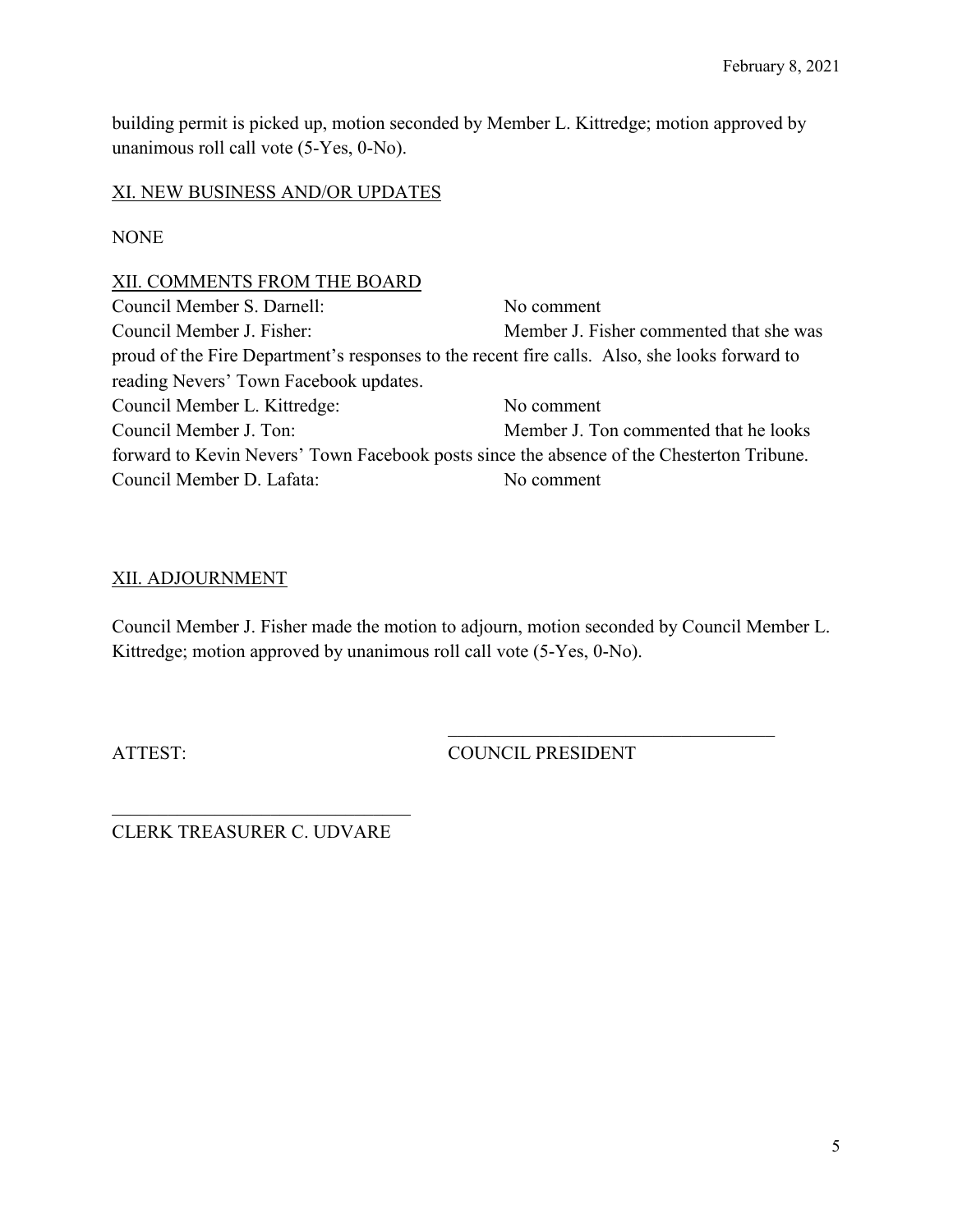building permit is picked up, motion seconded by Member L. Kittredge; motion approved by unanimous roll call vote (5-Yes, 0-No).

## XI. NEW BUSINESS AND/OR UPDATES

NONE

## XII. COMMENTS FROM THE BOARD

Council Member S. Darnell: No comment

Council Member J. Fisher: Member J. Fisher commented that she was proud of the Fire Department's responses to the recent fire calls. Also, she looks forward to reading Nevers' Town Facebook updates.

Council Member L. Kittredge: No comment

Council Member J. Ton: Member J. Ton commented that he looks forward to Kevin Nevers' Town Facebook posts since the absence of the Chesterton Tribune.

Council Member D. Lafata: No comment

## XII. ADJOURNMENT

Council Member J. Fisher made the motion to adjourn, motion seconded by Council Member L. Kittredge; motion approved by unanimous roll call vote (5-Yes, 0-No).

ATTEST: \_\_\_\_\_\_\_\_\_\_\_\_\_\_\_\_\_\_\_\_\_\_\_\_\_\_\_\_\_\_\_\_\_\_\_\_

COUNCIL PRESIDENT

\_\_\_\_\_\_\_\_\_\_\_\_\_\_\_\_\_\_\_\_\_\_\_\_\_\_\_\_\_\_\_\_\_\_\_\_

CLERK TREASURER C. UDVARE